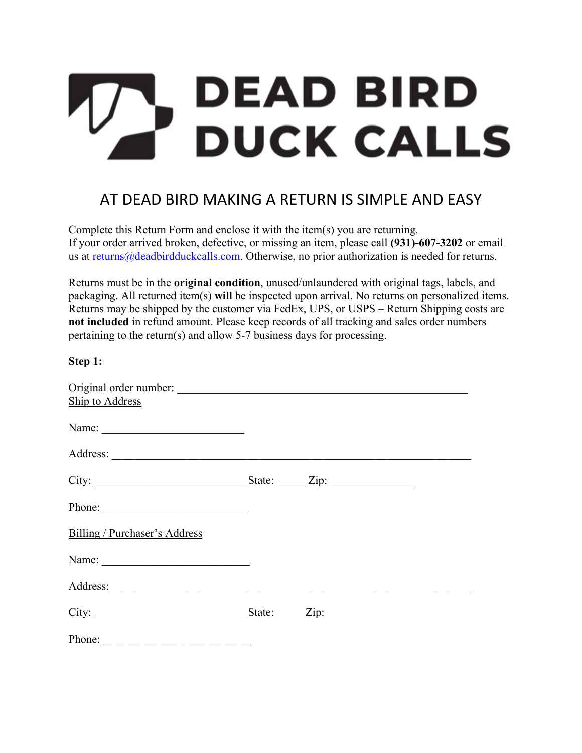# DEAD BIRD DUCK CALLS

## AT DEAD BIRD MAKING A RETURN IS SIMPLE AND EASY

Complete this Return Form and enclose it with the item(s) you are returning.
If your order arrived broken, defective, or missing an item, please call **(931)-607-3202** or email us at returns@deadbirdduckcalls.com. Otherwise, no prior authorization is needed for returns.

Returns must be in the **original condition**, unused/unlaundered with original tags, labels, and packaging. All returned item(s) **will** be inspected upon arrival. No returns on personalized items. Returns may be shipped by the customer via FedEx, UPS, or USPS – Return Shipping costs are **not included** in refund amount. Please keep records of all tracking and sales order numbers pertaining to the return(s) and allow 5-7 business days for processing.

**Step 1:**

Original order number: ____________________________________________________

Ship to Address

Name: _________________________

Address: ________________________________________________________________

City: ___________________________ State: _____ Zip: _______________

Phone: _________________________

Billing / Purchaser's Address

Name: __________________________

Address: ________________________________________________________________

City: ___________________________ State: _____ Zip: _________________

Phone: __________________________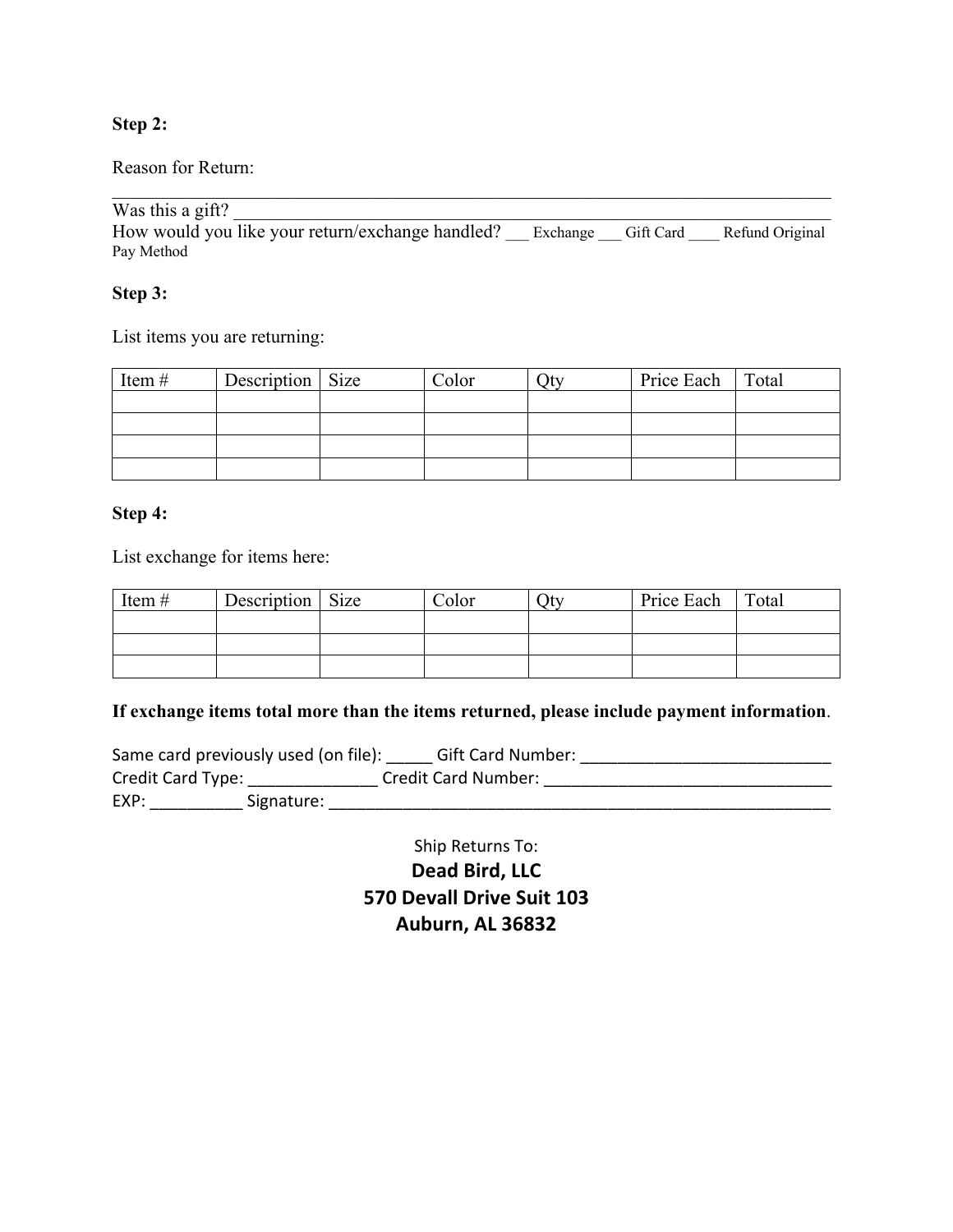**Step 2:**

Reason for Return: ________________________________________________________________________

Was this a gift? ________________________________________________________________

How would you like your return/exchange handled? ___ Exchange ___ Gift Card ____ Refund Original Pay Method

**Step 3:**

List items you are returning:

| Item # | Description | Size | Color | Qty | Price Each | Total |
|---|---|---|---|---|---|---|
| | | | | | | |
| | | | | | | |
| | | | | | | |
| | | | | | | |

**Step 4:**

List exchange for items here:

| Item # | Description | Size | Color | Qty | Price Each | Total |
|---|---|---|---|---|---|---|
| | | | | | | |
| | | | | | | |
| | | | | | | |

**If exchange items total more than the items returned, please include payment information**.

Same card previously used (on file): _____ Gift Card Number: ___________________________

Credit Card Type: ______________ Credit Card Number: _______________________________

EXP: __________ Signature: ________________________________________________________

Ship Returns To:

**Dead Bird, LLC**

**570 Devall Drive Suit 103**

**Auburn, AL 36832**